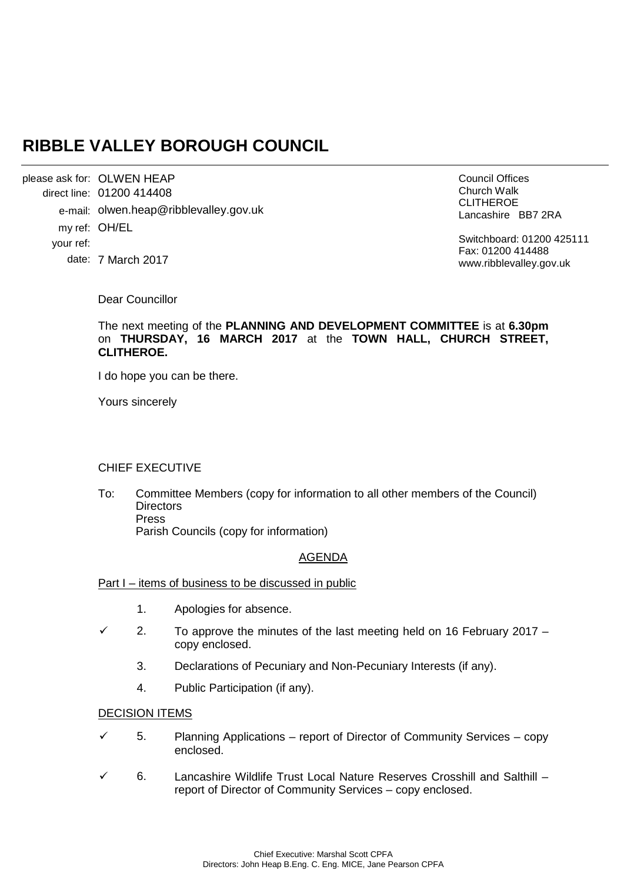# RIBBLE VALLEY BOROUGH COUNCIL

please ask for: OLWEN HEAP
direct line: 01200 414408
e-mail: olwen.heap@ribblevalley.gov.uk
my ref: OH/EL
your ref:
date: 7 March 2017

Council Offices
Church Walk
CLITHEROE
Lancashire BB7 2RA

Switchboard: 01200 425111
Fax: 01200 414488
www.ribblevalley.gov.uk

Dear Councillor

The next meeting of the **PLANNING AND DEVELOPMENT COMMITTEE** is at **6.30pm** on **THURSDAY, 16 MARCH 2017** at the **TOWN HALL, CHURCH STREET, CLITHEROE.**

I do hope you can be there.

Yours sincerely

CHIEF EXECUTIVE

To: Committee Members (copy for information to all other members of the Council)
Directors
Press
Parish Councils (copy for information)

## AGENDA

Part I – items of business to be discussed in public

1. Apologies for absence.

✓ 2. To approve the minutes of the last meeting held on 16 February 2017 – copy enclosed.

3. Declarations of Pecuniary and Non-Pecuniary Interests (if any).

4. Public Participation (if any).

DECISION ITEMS

✓ 5. Planning Applications – report of Director of Community Services – copy enclosed.

✓ 6. Lancashire Wildlife Trust Local Nature Reserves Crosshill and Salthill – report of Director of Community Services – copy enclosed.

Chief Executive: Marshal Scott CPFA
Directors: John Heap B.Eng. C. Eng. MICE, Jane Pearson CPFA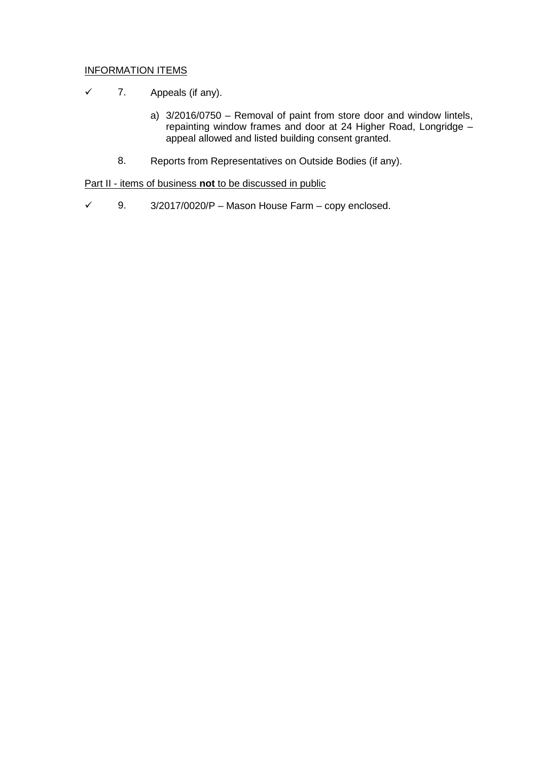INFORMATION ITEMS

✓ 7. Appeals (if any).

a) 3/2016/0750 – Removal of paint from store door and window lintels, repainting window frames and door at 24 Higher Road, Longridge – appeal allowed and listed building consent granted.

8. Reports from Representatives on Outside Bodies (if any).

Part II - items of business **not** to be discussed in public

✓ 9. 3/2017/0020/P – Mason House Farm – copy enclosed.